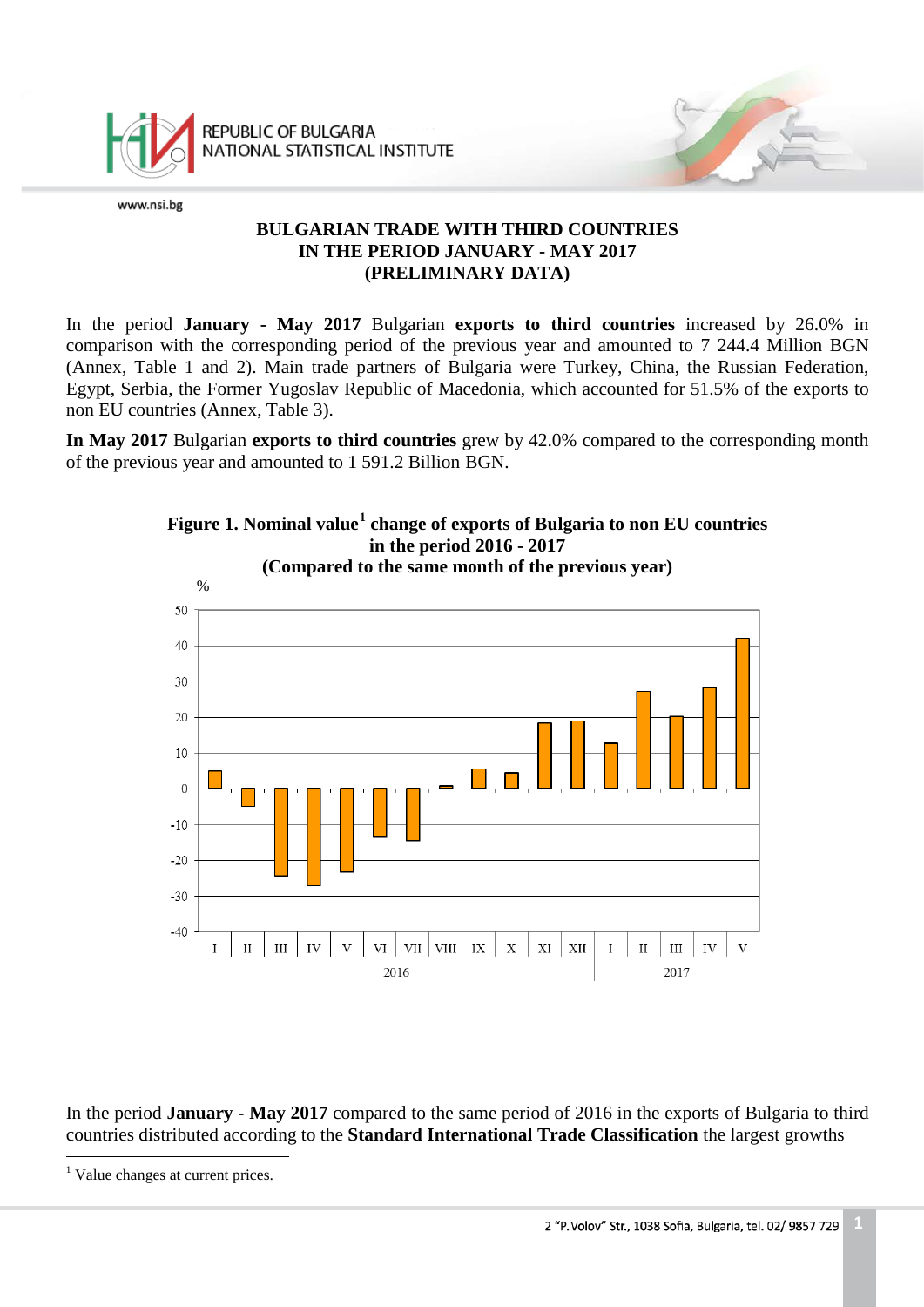# BULGARIAN TRADE WITH THIRD COUNTRIES IN THE PERIOD JANUARY - MAY 2017 (PRELIMINARY DATA)

In the period **January - May 2017** Bulgarian **exports to third countries** increased by 26.0% in comparison with the corresponding period of the previous year and amounted to 7 244.4 Million BGN (Annex, Table 1 and 2). Main trade partners of Bulgaria were Turkey, China, the Russian Federation, Egypt, Serbia, the Former Yugoslav Republic of Macedonia, which accounted for 51.5% of the exports to non EU countries (Annex, Table 3).

**In May 2017** Bulgarian **exports to third countries** grew by 42.0% compared to the corresponding month of the previous year and amounted to 1 591.2 Billion BGN.

**Figure 1. Nominal value[1] change of exports of Bulgaria to non EU countries in the period 2016 - 2017 (Compared to the same month of the previous year)**

In the period **January - May 2017** compared to the same period of 2016 in the exports of Bulgaria to third countries distributed according to the **Standard International Trade Classification** the largest growths

[1] Value changes at current prices.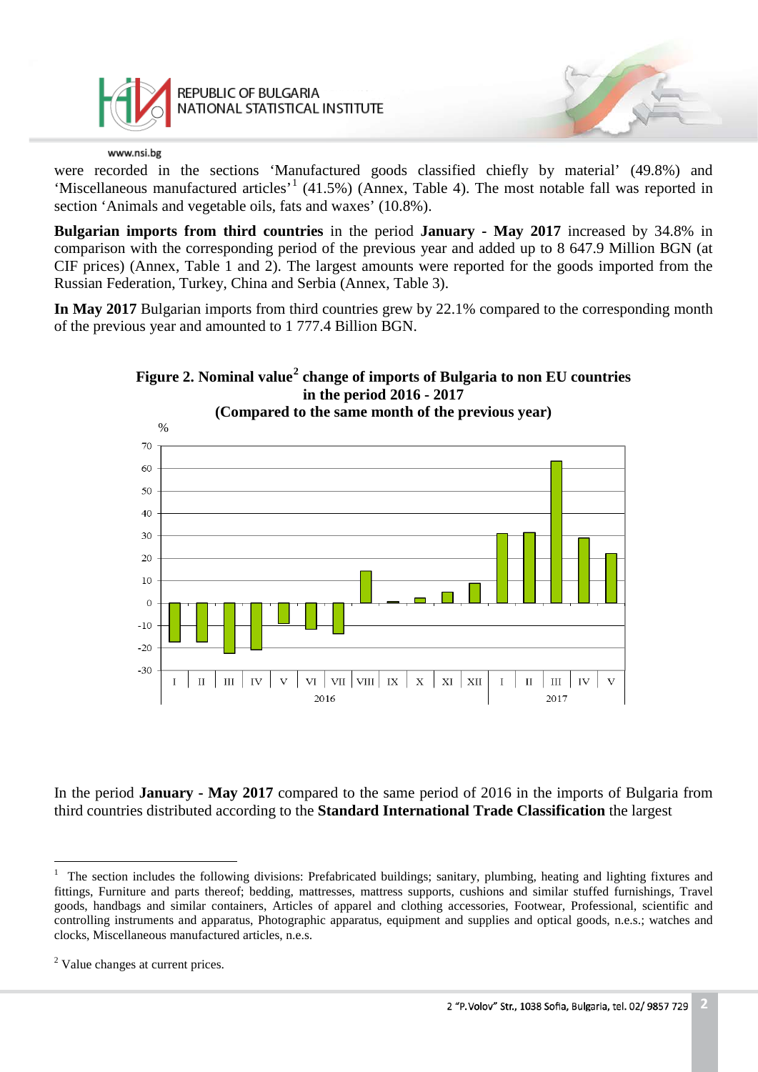were recorded in the sections 'Manufactured goods classified chiefly by material' (49.8%) and 'Miscellaneous manufactured articles'[1] (41.5%) (Annex, Table 4). The most notable fall was reported in section 'Animals and vegetable oils, fats and waxes' (10.8%).

**Bulgarian imports from third countries** in the period **January - May 2017** increased by 34.8% in comparison with the corresponding period of the previous year and added up to 8 647.9 Million BGN (at CIF prices) (Annex, Table 1 and 2). The largest amounts were reported for the goods imported from the Russian Federation, Turkey, China and Serbia (Annex, Table 3).

**In May 2017** Bulgarian imports from third countries grew by 22.1% compared to the corresponding month of the previous year and amounted to 1 777.4 Billion BGN.

**Figure 2. Nominal value[2] change of imports of Bulgaria to non EU countries in the period 2016 - 2017 (Compared to the same month of the previous year)**

In the period **January - May 2017** compared to the same period of 2016 in the imports of Bulgaria from third countries distributed according to the **Standard International Trade Classification** the largest

---

[1] The section includes the following divisions: Prefabricated buildings; sanitary, plumbing, heating and lighting fixtures and fittings, Furniture and parts thereof; bedding, mattresses, mattress supports, cushions and similar stuffed furnishings, Travel goods, handbags and similar containers, Articles of apparel and clothing accessories, Footwear, Professional, scientific and controlling instruments and apparatus, Photographic apparatus, equipment and supplies and optical goods, n.e.s.; watches and clocks, Miscellaneous manufactured articles, n.e.s.

[2] Value changes at current prices.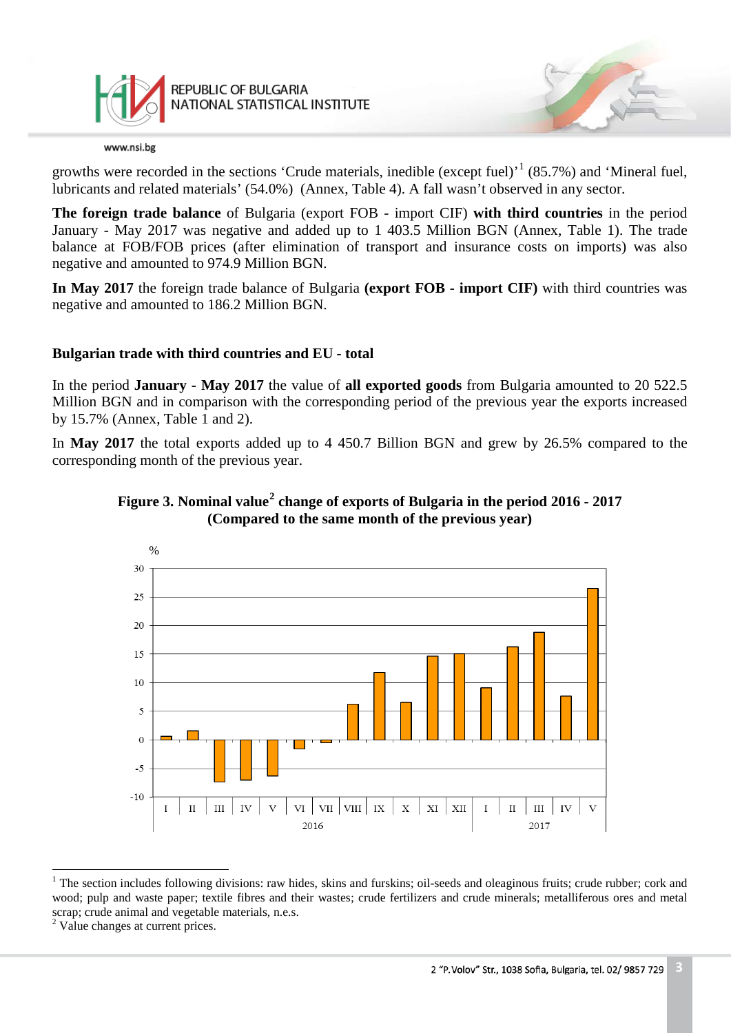growths were recorded in the sections 'Crude materials, inedible (except fuel)'[1] (85.7%) and 'Mineral fuel, lubricants and related materials' (54.0%) (Annex, Table 4). A fall wasn't observed in any sector.

**The foreign trade balance** of Bulgaria (export FOB - import CIF) **with third countries** in the period January - May 2017 was negative and added up to 1 403.5 Million BGN (Annex, Table 1). The trade balance at FOB/FOB prices (after elimination of transport and insurance costs on imports) was also negative and amounted to 974.9 Million BGN.

**In May 2017** the foreign trade balance of Bulgaria **(export FOB - import CIF)** with third countries was negative and amounted to 186.2 Million BGN.

**Bulgarian trade with third countries and EU - total**

In the period **January - May 2017** the value of **all exported goods** from Bulgaria amounted to 20 522.5 Million BGN and in comparison with the corresponding period of the previous year the exports increased by 15.7% (Annex, Table 1 and 2).

In **May 2017** the total exports added up to 4 450.7 Billion BGN and grew by 26.5% compared to the corresponding month of the previous year.

**Figure 3. Nominal value[2] change of exports of Bulgaria in the period 2016 - 2017 (Compared to the same month of the previous year)**

---

[1] The section includes following divisions: raw hides, skins and furskins; oil-seeds and oleaginous fruits; crude rubber; cork and wood; pulp and waste paper; textile fibres and their wastes; crude fertilizers and crude minerals; metalliferous ores and metal scrap; crude animal and vegetable materials, n.e.s.

[2] Value changes at current prices.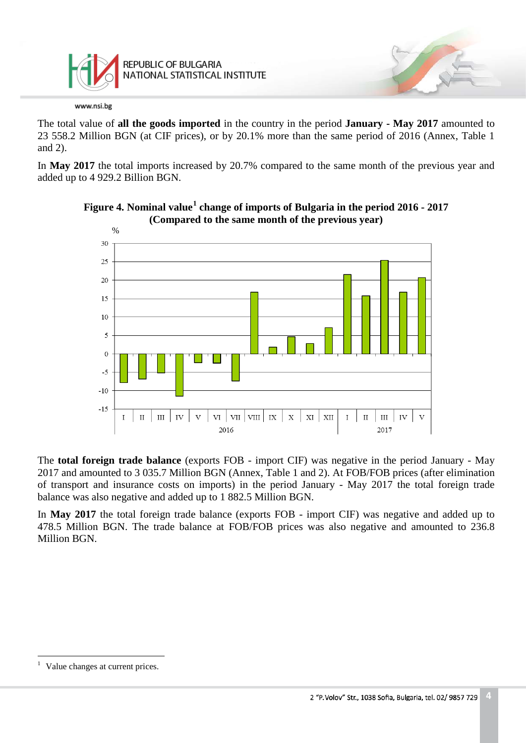The total value of **all the goods imported** in the country in the period **January - May 2017** amounted to 23 558.2 Million BGN (at CIF prices), or by 20.1% more than the same period of 2016 (Annex, Table 1 and 2).

In **May 2017** the total imports increased by 20.7% compared to the same month of the previous year and added up to 4 929.2 Billion BGN.

**Figure 4. Nominal value[1] change of imports of Bulgaria in the period 2016 - 2017 (Compared to the same month of the previous year)**

The **total foreign trade balance** (exports FOB - import CIF) was negative in the period January - May 2017 and amounted to 3 035.7 Million BGN (Annex, Table 1 and 2). At FOB/FOB prices (after elimination of transport and insurance costs on imports) in the period January - May 2017 the total foreign trade balance was also negative and added up to 1 882.5 Million BGN.

In **May 2017** the total foreign trade balance (exports FOB - import CIF) was negative and added up to 478.5 Million BGN. The trade balance at FOB/FOB prices was also negative and amounted to 236.8 Million BGN.

[1] Value changes at current prices.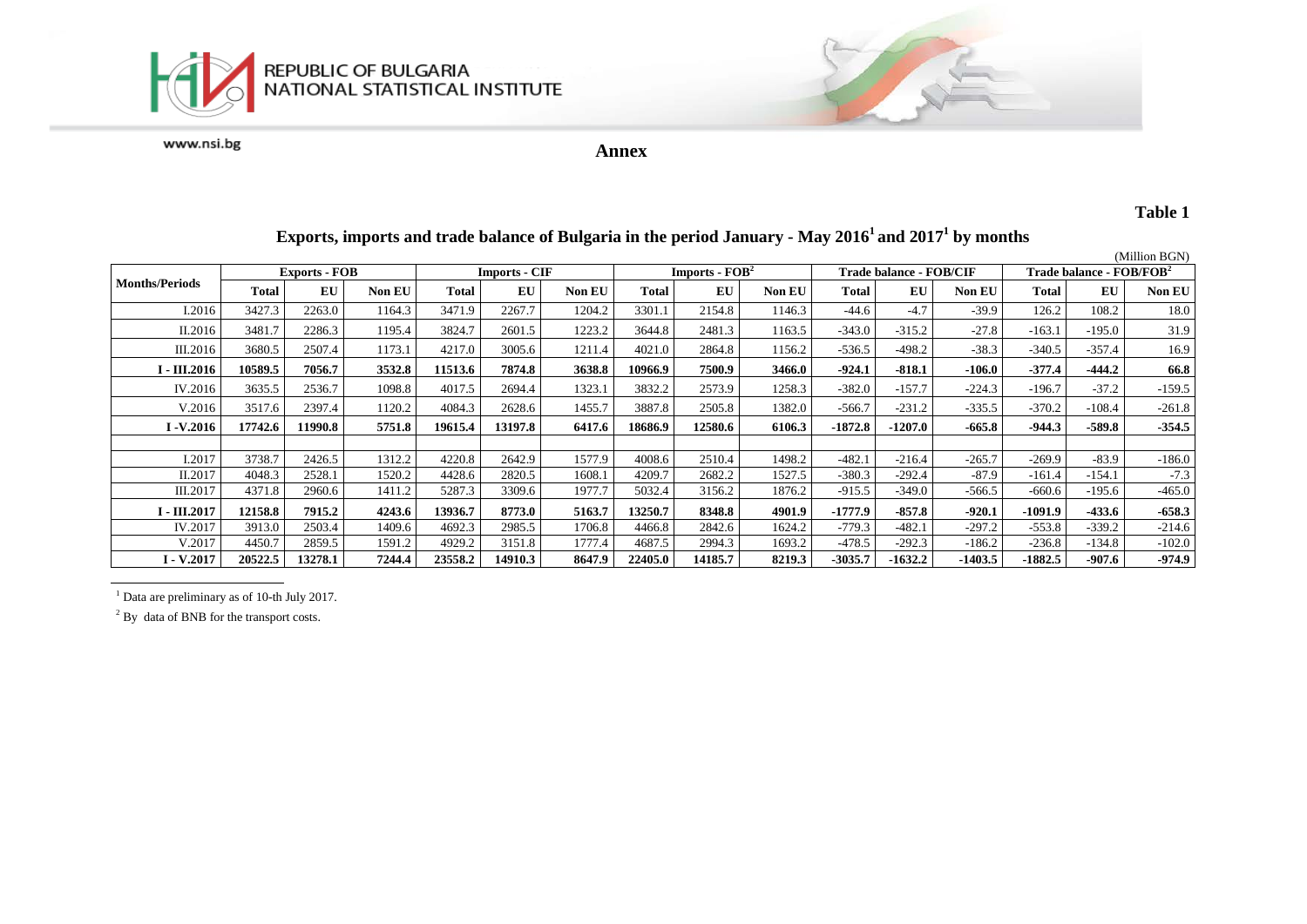REPUBLIC OF BULGARIA
NATIONAL STATISTICAL INSTITUTE

www.nsi.bg

## Annex

**Table 1**

### Exports, imports and trade balance of Bulgaria in the period January - May 2016[1] and 2017[1] by months

(Million BGN)

| Months/Periods | Exports - FOB | | | Imports - CIF | | | Imports - FOB[2] | | | Trade balance - FOB/CIF | | | Trade balance - FOB/FOB[2] | | |
|---|---|---|---|---|---|---|---|---|---|---|---|---|---|---|---|
| | Total | EU | Non EU | Total | EU | Non EU | Total | EU | Non EU | Total | EU | Non EU | Total | EU | Non EU |
| I.2016 | 3427.3 | 2263.0 | 1164.3 | 3471.9 | 2267.7 | 1204.2 | 3301.1 | 2154.8 | 1146.3 | -44.6 | -4.7 | -39.9 | 126.2 | 108.2 | 18.0 |
| II.2016 | 3481.7 | 2286.3 | 1195.4 | 3824.7 | 2601.5 | 1223.2 | 3644.8 | 2481.3 | 1163.5 | -343.0 | -315.2 | -27.8 | -163.1 | -195.0 | 31.9 |
| III.2016 | 3680.5 | 2507.4 | 1173.1 | 4217.0 | 3005.6 | 1211.4 | 4021.0 | 2864.8 | 1156.2 | -536.5 | -498.2 | -38.3 | -340.5 | -357.4 | 16.9 |
| **I - III.2016** | **10589.5** | **7056.7** | **3532.8** | **11513.6** | **7874.8** | **3638.8** | **10966.9** | **7500.9** | **3466.0** | **-924.1** | **-818.1** | **-106.0** | **-377.4** | **-444.2** | **66.8** |
| IV.2016 | 3635.5 | 2536.7 | 1098.8 | 4017.5 | 2694.4 | 1323.1 | 3832.2 | 2573.9 | 1258.3 | -382.0 | -157.7 | -224.3 | -196.7 | -37.2 | -159.5 |
| V.2016 | 3517.6 | 2397.4 | 1120.2 | 4084.3 | 2628.6 | 1455.7 | 3887.8 | 2505.8 | 1382.0 | -566.7 | -231.2 | -335.5 | -370.2 | -108.4 | -261.8 |
| **I -V.2016** | **17742.6** | **11990.8** | **5751.8** | **19615.4** | **13197.8** | **6417.6** | **18686.9** | **12580.6** | **6106.3** | **-1872.8** | **-1207.0** | **-665.8** | **-944.3** | **-589.8** | **-354.5** |
| | | | | | | | | | | | | | | | |
| I.2017 | 3738.7 | 2426.5 | 1312.2 | 4220.8 | 2642.9 | 1577.9 | 4008.6 | 2510.4 | 1498.2 | -482.1 | -216.4 | -265.7 | -269.9 | -83.9 | -186.0 |
| II.2017 | 4048.3 | 2528.1 | 1520.2 | 4428.6 | 2820.5 | 1608.1 | 4209.7 | 2682.2 | 1527.5 | -380.3 | -292.4 | -87.9 | -161.4 | -154.1 | -7.3 |
| III.2017 | 4371.8 | 2960.6 | 1411.2 | 5287.3 | 3309.6 | 1977.7 | 5032.4 | 3156.2 | 1876.2 | -915.5 | -349.0 | -566.5 | -660.6 | -195.6 | -465.0 |
| **I - III.2017** | **12158.8** | **7915.2** | **4243.6** | **13936.7** | **8773.0** | **5163.7** | **13250.7** | **8348.8** | **4901.9** | **-1777.9** | **-857.8** | **-920.1** | **-1091.9** | **-433.6** | **-658.3** |
| IV.2017 | 3913.0 | 2503.4 | 1409.6 | 4692.3 | 2985.5 | 1706.8 | 4466.8 | 2842.6 | 1624.2 | -779.3 | -482.1 | -297.2 | -553.8 | -339.2 | -214.6 |
| V.2017 | 4450.7 | 2859.5 | 1591.2 | 4929.2 | 3151.8 | 1777.4 | 4687.5 | 2994.3 | 1693.2 | -478.5 | -292.3 | -186.2 | -236.8 | -134.8 | -102.0 |
| **I - V.2017** | **20522.5** | **13278.1** | **7244.4** | **23558.2** | **14910.3** | **8647.9** | **22405.0** | **14185.7** | **8219.3** | **-3035.7** | **-1632.2** | **-1403.5** | **-1882.5** | **-907.6** | **-974.9** |

[1] Data are preliminary as of 10-th July 2017.

[2] By data of BNB for the transport costs.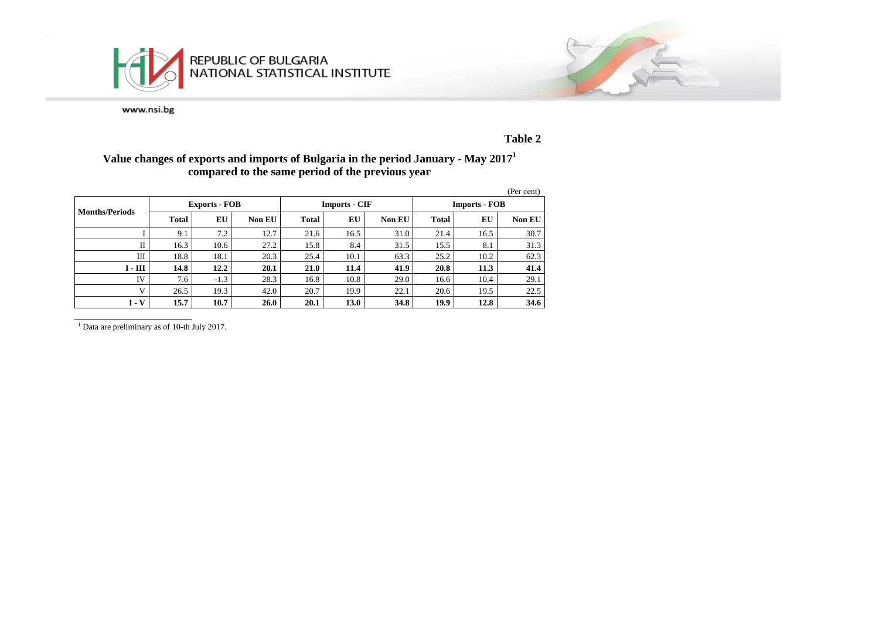REPUBLIC OF BULGARIA
NATIONAL STATISTICAL INSTITUTE

www.nsi.bg

**Table 2**

## Value changes of exports and imports of Bulgaria in the period January - May 2017[1] compared to the same period of the previous year

(Per cent)

| Months/Periods | Exports - FOB | | | Imports - CIF | | | Imports - FOB | | |
|---|---|---|---|---|---|---|---|---|---|
| | **Total** | **EU** | **Non EU** | **Total** | **EU** | **Non EU** | **Total** | **EU** | **Non EU** |
| I | 9.1 | 7.2 | 12.7 | 21.6 | 16.5 | 31.0 | 21.4 | 16.5 | 30.7 |
| II | 16.3 | 10.6 | 27.2 | 15.8 | 8.4 | 31.5 | 15.5 | 8.1 | 31.3 |
| III | 18.8 | 18.1 | 20.3 | 25.4 | 10.1 | 63.3 | 25.2 | 10.2 | 62.3 |
| **I - III** | **14.8** | **12.2** | **20.1** | **21.0** | **11.4** | **41.9** | **20.8** | **11.3** | **41.4** |
| IV | 7.6 | -1.3 | 28.3 | 16.8 | 10.8 | 29.0 | 16.6 | 10.4 | 29.1 |
| V | 26.5 | 19.3 | 42.0 | 20.7 | 19.9 | 22.1 | 20.6 | 19.5 | 22.5 |
| **I - V** | **15.7** | **10.7** | **26.0** | **20.1** | **13.0** | **34.8** | **19.9** | **12.8** | **34.6** |

[1] Data are preliminary as of 10-th July 2017.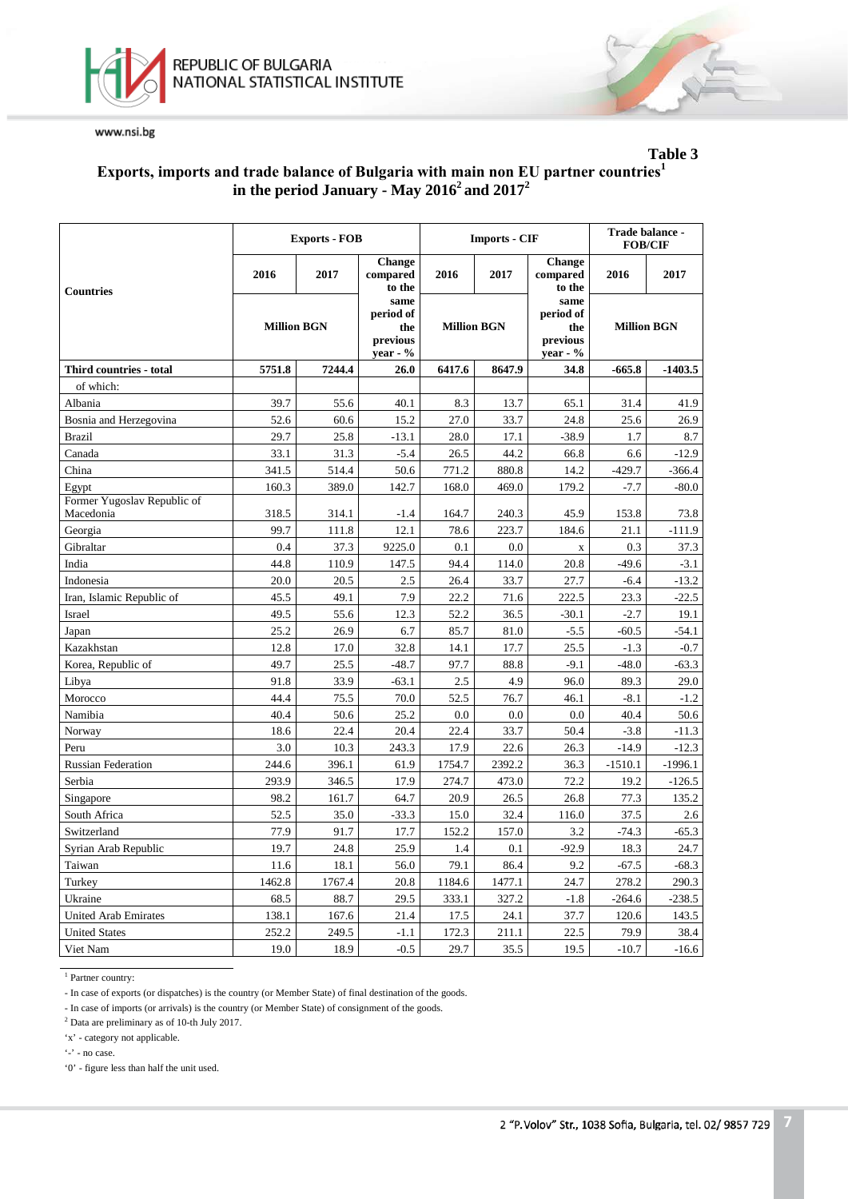**Table 3**

## Exports, imports and trade balance of Bulgaria with main non EU partner countries[1] in the period January - May 2016[2] and 2017[2]

| Countries | Exports - FOB | | | Imports - CIF | | | Trade balance - FOB/CIF | |
|---|---|---|---|---|---|---|---|---|
| | 2016 | 2017 | Change compared to the same period of the previous year - % | 2016 | 2017 | Change compared to the same period of the previous year - % | 2016 | 2017 |
| | Million BGN | | | Million BGN | | | Million BGN | |
| **Third countries - total** | **5751.8** | **7244.4** | **26.0** | **6417.6** | **8647.9** | **34.8** | **-665.8** | **-1403.5** |
| of which: | | | | | | | | |
| Albania | 39.7 | 55.6 | 40.1 | 8.3 | 13.7 | 65.1 | 31.4 | 41.9 |
| Bosnia and Herzegovina | 52.6 | 60.6 | 15.2 | 27.0 | 33.7 | 24.8 | 25.6 | 26.9 |
| Brazil | 29.7 | 25.8 | -13.1 | 28.0 | 17.1 | -38.9 | 1.7 | 8.7 |
| Canada | 33.1 | 31.3 | -5.4 | 26.5 | 44.2 | 66.8 | 6.6 | -12.9 |
| China | 341.5 | 514.4 | 50.6 | 771.2 | 880.8 | 14.2 | -429.7 | -366.4 |
| Egypt | 160.3 | 389.0 | 142.7 | 168.0 | 469.0 | 179.2 | -7.7 | -80.0 |
| Former Yugoslav Republic of Macedonia | 318.5 | 314.1 | -1.4 | 164.7 | 240.3 | 45.9 | 153.8 | 73.8 |
| Georgia | 99.7 | 111.8 | 12.1 | 78.6 | 223.7 | 184.6 | 21.1 | -111.9 |
| Gibraltar | 0.4 | 37.3 | 9225.0 | 0.1 | 0.0 | x | 0.3 | 37.3 |
| India | 44.8 | 110.9 | 147.5 | 94.4 | 114.0 | 20.8 | -49.6 | -3.1 |
| Indonesia | 20.0 | 20.5 | 2.5 | 26.4 | 33.7 | 27.7 | -6.4 | -13.2 |
| Iran, Islamic Republic of | 45.5 | 49.1 | 7.9 | 22.2 | 71.6 | 222.5 | 23.3 | -22.5 |
| Israel | 49.5 | 55.6 | 12.3 | 52.2 | 36.5 | -30.1 | -2.7 | 19.1 |
| Japan | 25.2 | 26.9 | 6.7 | 85.7 | 81.0 | -5.5 | -60.5 | -54.1 |
| Kazakhstan | 12.8 | 17.0 | 32.8 | 14.1 | 17.7 | 25.5 | -1.3 | -0.7 |
| Korea, Republic of | 49.7 | 25.5 | -48.7 | 97.7 | 88.8 | -9.1 | -48.0 | -63.3 |
| Libya | 91.8 | 33.9 | -63.1 | 2.5 | 4.9 | 96.0 | 89.3 | 29.0 |
| Morocco | 44.4 | 75.5 | 70.0 | 52.5 | 76.7 | 46.1 | -8.1 | -1.2 |
| Namibia | 40.4 | 50.6 | 25.2 | 0.0 | 0.0 | 0.0 | 40.4 | 50.6 |
| Norway | 18.6 | 22.4 | 20.4 | 22.4 | 33.7 | 50.4 | -3.8 | -11.3 |
| Peru | 3.0 | 10.3 | 243.3 | 17.9 | 22.6 | 26.3 | -14.9 | -12.3 |
| Russian Federation | 244.6 | 396.1 | 61.9 | 1754.7 | 2392.2 | 36.3 | -1510.1 | -1996.1 |
| Serbia | 293.9 | 346.5 | 17.9 | 274.7 | 473.0 | 72.2 | 19.2 | -126.5 |
| Singapore | 98.2 | 161.7 | 64.7 | 20.9 | 26.5 | 26.8 | 77.3 | 135.2 |
| South Africa | 52.5 | 35.0 | -33.3 | 15.0 | 32.4 | 116.0 | 37.5 | 2.6 |
| Switzerland | 77.9 | 91.7 | 17.7 | 152.2 | 157.0 | 3.2 | -74.3 | -65.3 |
| Syrian Arab Republic | 19.7 | 24.8 | 25.9 | 1.4 | 0.1 | -92.9 | 18.3 | 24.7 |
| Taiwan | 11.6 | 18.1 | 56.0 | 79.1 | 86.4 | 9.2 | -67.5 | -68.3 |
| Turkey | 1462.8 | 1767.4 | 20.8 | 1184.6 | 1477.1 | 24.7 | 278.2 | 290.3 |
| Ukraine | 68.5 | 88.7 | 29.5 | 333.1 | 327.2 | -1.8 | -264.6 | -238.5 |
| United Arab Emirates | 138.1 | 167.6 | 21.4 | 17.5 | 24.1 | 37.7 | 120.6 | 143.5 |
| United States | 252.2 | 249.5 | -1.1 | 172.3 | 211.1 | 22.5 | 79.9 | 38.4 |
| Viet Nam | 19.0 | 18.9 | -0.5 | 29.7 | 35.5 | 19.5 | -10.7 | -16.6 |

[1] Partner country:

- In case of exports (or dispatches) is the country (or Member State) of final destination of the goods.

- In case of imports (or arrivals) is the country (or Member State) of consignment of the goods.

[2] Data are preliminary as of 10-th July 2017.

'x' - category not applicable.

'-' - no case.

'0' - figure less than half the unit used.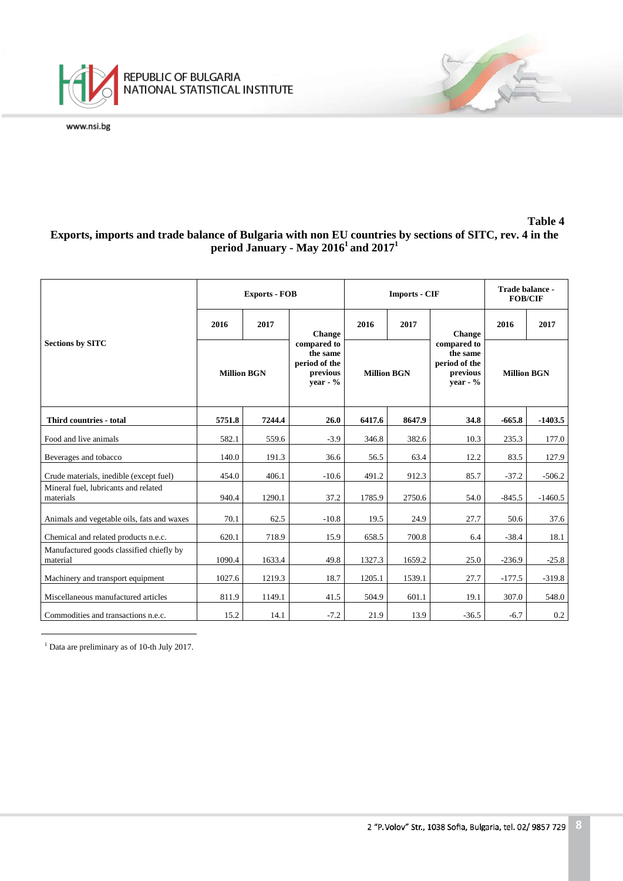**Table 4**

**Exports, imports and trade balance of Bulgaria with non EU countries by sections of SITC, rev. 4 in the period January - May 2016[1] and 2017[1]**

| Sections by SITC | Exports - FOB | | | Imports - CIF | | | Trade balance - FOB/CIF | |
|---|---|---|---|---|---|---|---|---|
| | 2016 | 2017 | Change compared to the same period of the previous year - % | 2016 | 2017 | Change compared to the same period of the previous year - % | 2016 | 2017 |
| | Million BGN | | | Million BGN | | | Million BGN | |
| **Third countries - total** | **5751.8** | **7244.4** | **26.0** | **6417.6** | **8647.9** | **34.8** | **-665.8** | **-1403.5** |
| Food and live animals | 582.1 | 559.6 | -3.9 | 346.8 | 382.6 | 10.3 | 235.3 | 177.0 |
| Beverages and tobacco | 140.0 | 191.3 | 36.6 | 56.5 | 63.4 | 12.2 | 83.5 | 127.9 |
| Crude materials, inedible (except fuel) | 454.0 | 406.1 | -10.6 | 491.2 | 912.3 | 85.7 | -37.2 | -506.2 |
| Mineral fuel, lubricants and related materials | 940.4 | 1290.1 | 37.2 | 1785.9 | 2750.6 | 54.0 | -845.5 | -1460.5 |
| Animals and vegetable oils, fats and waxes | 70.1 | 62.5 | -10.8 | 19.5 | 24.9 | 27.7 | 50.6 | 37.6 |
| Chemical and related products n.e.c. | 620.1 | 718.9 | 15.9 | 658.5 | 700.8 | 6.4 | -38.4 | 18.1 |
| Manufactured goods classified chiefly by material | 1090.4 | 1633.4 | 49.8 | 1327.3 | 1659.2 | 25.0 | -236.9 | -25.8 |
| Machinery and transport equipment | 1027.6 | 1219.3 | 18.7 | 1205.1 | 1539.1 | 27.7 | -177.5 | -319.8 |
| Miscellaneous manufactured articles | 811.9 | 1149.1 | 41.5 | 504.9 | 601.1 | 19.1 | 307.0 | 548.0 |
| Commodities and transactions n.e.c. | 15.2 | 14.1 | -7.2 | 21.9 | 13.9 | -36.5 | -6.7 | 0.2 |

[1] Data are preliminary as of 10-th July 2017.